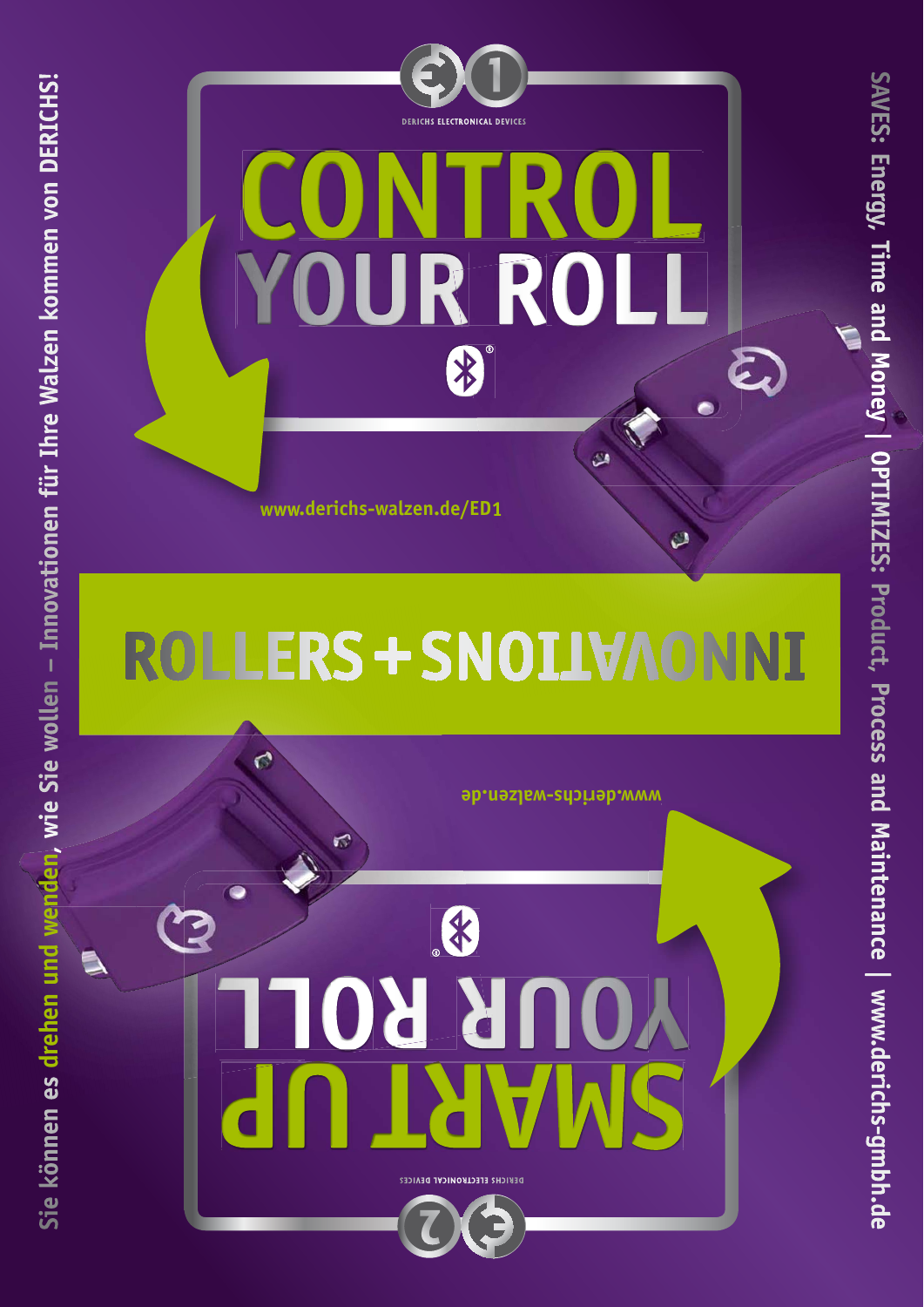Sie können es drehen und wenden, wie Sie wollen – Innovationen für Ihre Walzen kommen von DERICHS!

DERICHS ELECTRONICAL DEVICES

# CONTROL YOUR ROLL

www.derichs-walzen.de/ED1

## ROLLERS + INNOVATIONS

www.derichs-walzen.de

# SMART UP YOUR ROLL

DERICHS ELECTRONICAL DEVICES

SAVES: Energy, Time and Money | OPTIMIZES: Product, Process and Maintenance | www.derichs-gmbh.de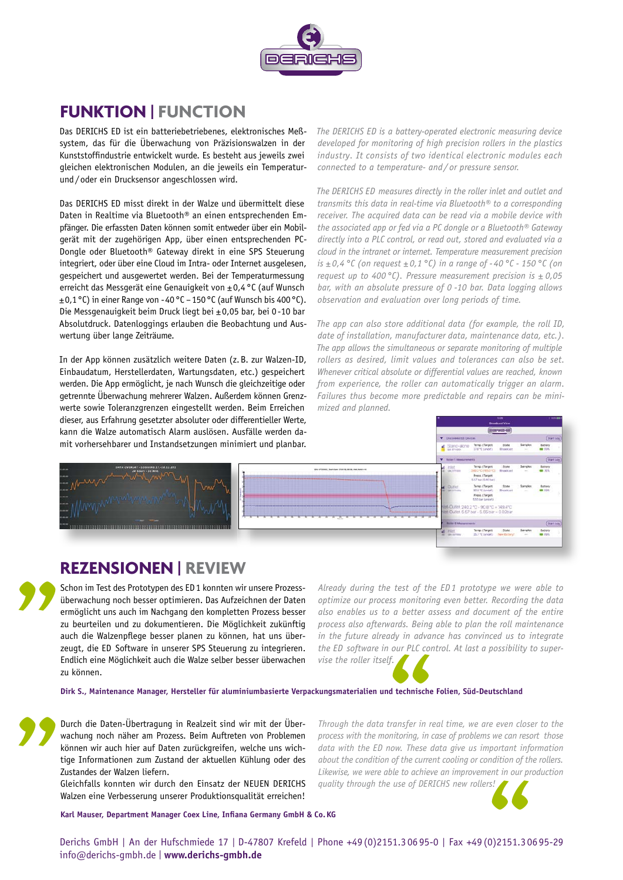## FUNKTION | FUNCTION

Das DERICHS ED ist ein batteriebetriebenes, elektronisches Meßsystem, das für die Überwachung von Präzisionswalzen in der Kunststoffindustrie entwickelt wurde. Es besteht aus jeweils zwei gleichen elektronischen Modulen, an die jeweils ein Temperatur- und / oder ein Drucksensor angeschlossen wird.

Das DERICHS ED misst direkt in der Walze und übermittelt diese Daten in Realtime via Bluetooth® an einen entsprechenden Empfänger. Die erfassten Daten können somit entweder über ein Mobilgerät mit der zugehörigen App, über einen entsprechenden PC-Dongle oder Bluetooth® Gateway direkt in eine SPS Steuerung integriert, oder über eine Cloud im Intra- oder Internet ausgelesen, gespeichert und ausgewertet werden. Bei der Temperaturmessung erreicht das Messgerät eine Genauigkeit von ±0,4 °C (auf Wunsch ±0,1 °C) in einer Range von -40 °C – 150 °C (auf Wunsch bis 400 °C). Die Messgenauigkeit beim Druck liegt bei ±0,05 bar, bei 0 -10 bar Absolutdruck. Datenloggings erlauben die Beobachtung und Auswertung über lange Zeiträume.

In der App können zusätzlich weitere Daten (z. B. zur Walzen-ID, Einbaudatum, Herstellerdaten, Wartungsdaten, etc.) gespeichert werden. Die App ermöglicht, je nach Wunsch die gleichzeitige oder getrennte Überwachung mehrerer Walzen. Außerdem können Grenzwerte sowie Toleranzgrenzen eingestellt werden. Beim Erreichen dieser, aus Erfahrung gesetzter absoluter oder differentieller Werte, kann die Walze automatisch Alarm auslösen. Ausfälle werden damit vorhersehbarer und Instandsetzungen minimiert und planbar.

*The DERICHS ED is a battery-operated electronic measuring device developed for monitoring of high precision rollers in the plastics industry. It consists of two identical electronic modules each connected to a temperature- and / or pressure sensor.*

*The DERICHS ED measures directly in the roller inlet and outlet and transmits this data in real-time via Bluetooth® to a corresponding receiver. The acquired data can be read via a mobile device with the associated app or fed via a PC dongle or a Bluetooth® Gateway directly into a PLC control, or read out, stored and evaluated via a cloud in the intranet or internet. Temperature measurement precision is ±0,4 °C (on request ±0,1 °C) in a range of -40 °C - 150 °C (on request up to 400 °C). Pressure measurement precision is ±0,05 bar, with an absolute pressure of 0 -10 bar. Data logging allows observation and evaluation over long periods of time.*

*The app can also store additional data (for example, the roll ID, date of installation, manufacturer data, maintenance data, etc.). The app allows the simultaneous or separate monitoring of multiple rollers as desired, limit values and tolerances can also be set. Whenever critical absolute or differential values are reached, known from experience, the roller can automatically trigger an alarm. Failures thus become more predictable and repairs can be minimized and planned.*

## REZENSIONEN | REVIEW

Schon im Test des Prototypen des ED 1 konnten wir unsere Prozessüberwachung noch besser optimieren. Das Aufzeichnen der Daten ermöglicht uns auch im Nachgang den kompletten Prozess besser zu beurteilen und zu dokumentieren. Die Möglichkeit zukünftig auch die Walzenpflege besser planen zu können, hat uns überzeugt, die ED Software in unserer SPS Steuerung zu integrieren. Endlich eine Möglichkeit auch die Walze selber besser überwachen zu können.

*Already during the test of the ED 1 prototype we were able to optimize our process monitoring even better. Recording the data also enables us to a better assess and document of the entire process also afterwards. Being able to plan the roll maintenance in the future already in advance has convinced us to integrate the ED software in our PLC control. At last a possibility to supervise the roller itself.*

**Dirk S., Maintenance Manager, Hersteller für aluminiumbasierte Verpackungsmaterialien und technische Folien, Süd-Deutschland**

Durch die Daten-Übertragung in Realzeit sind wir mit der Überwachung noch näher am Prozess. Beim Auftreten von Problemen können wir auch hier auf Daten zurückgreifen, welche uns wichtige Informationen zum Zustand der aktuellen Kühlung oder des Zustandes der Walzen liefern.
Gleichfalls konnten wir durch den Einsatz der NEUEN DERICHS Walzen eine Verbesserung unserer Produktionsqualität erreichen!

*Through the data transfer in real time, we are even closer to the process with the monitoring, in case of problems we can resort those data with the ED now. These data give us important information about the condition of the current cooling or condition of the rollers. Likewise, we were able to achieve an improvement in our production quality through the use of DERICHS new rollers!*

**Karl Mauser, Department Manager Coex Line, Infiana Germany GmbH & Co. KG**

Derichs GmbH | An der Hufschmiede 17 | D-47807 Krefeld | Phone +49 (0)2151.3 06 95-0 | Fax +49 (0)2151.3 06 95-29
info@derichs-gmbh.de | **www.derichs-gmbh.de**